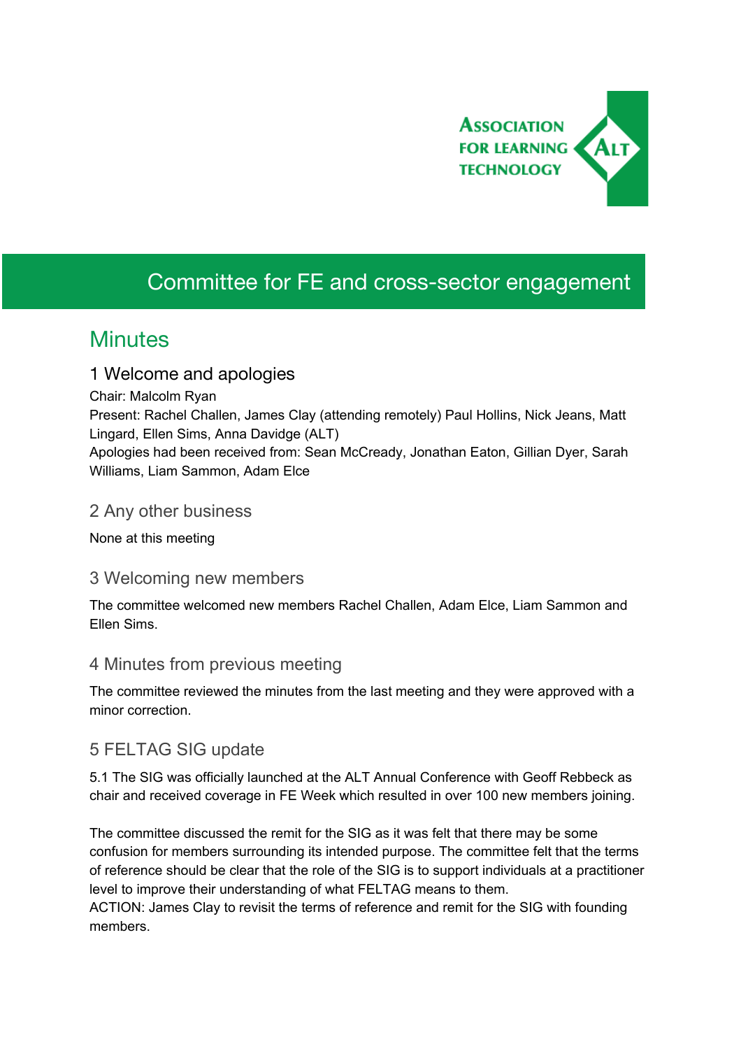Association for Learning Technology

# Committee for FE and cross-sector engagement

## Minutes

### 1 Welcome and apologies

Chair: Malcolm Ryan
Present: Rachel Challen, James Clay (attending remotely) Paul Hollins, Nick Jeans, Matt Lingard, Ellen Sims, Anna Davidge (ALT)
Apologies had been received from: Sean McCready, Jonathan Eaton, Gillian Dyer, Sarah Williams, Liam Sammon, Adam Elce

### 2 Any other business

None at this meeting

### 3 Welcoming new members

The committee welcomed new members Rachel Challen, Adam Elce, Liam Sammon and Ellen Sims.

### 4 Minutes from previous meeting

The committee reviewed the minutes from the last meeting and they were approved with a minor correction.

### 5 FELTAG SIG update

5.1 The SIG was officially launched at the ALT Annual Conference with Geoff Rebbeck as chair and received coverage in FE Week which resulted in over 100 new members joining.

The committee discussed the remit for the SIG as it was felt that there may be some confusion for members surrounding its intended purpose. The committee felt that the terms of reference should be clear that the role of the SIG is to support individuals at a practitioner level to improve their understanding of what FELTAG means to them.
ACTION: James Clay to revisit the terms of reference and remit for the SIG with founding members.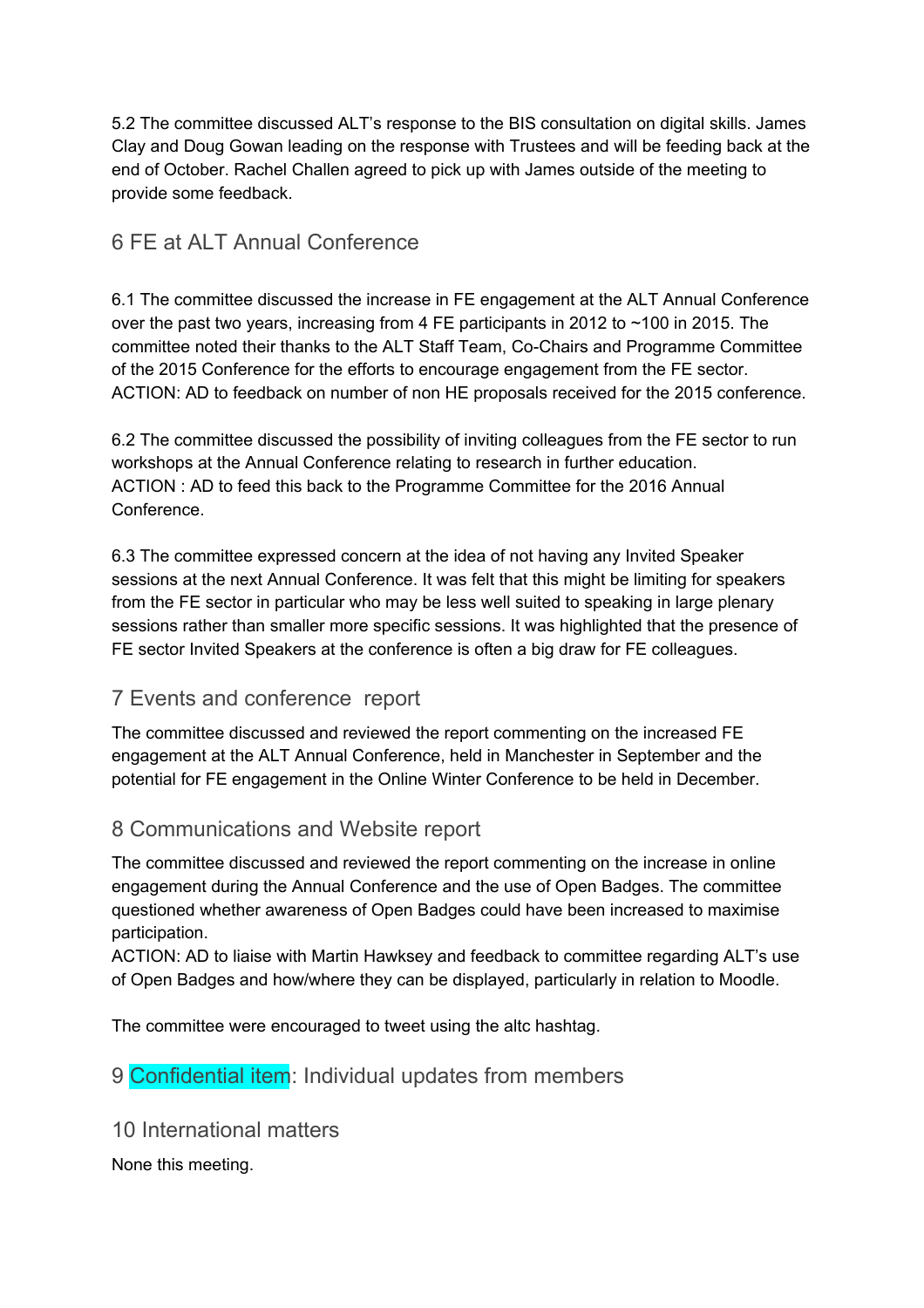5.2 The committee discussed ALT's response to the BIS consultation on digital skills. James Clay and Doug Gowan leading on the response with Trustees and will be feeding back at the end of October. Rachel Challen agreed to pick up with James outside of the meeting to provide some feedback.

## 6 FE at ALT Annual Conference

6.1 The committee discussed the increase in FE engagement at the ALT Annual Conference over the past two years, increasing from 4 FE participants in 2012 to ~100 in 2015. The committee noted their thanks to the ALT Staff Team, Co-Chairs and Programme Committee of the 2015 Conference for the efforts to encourage engagement from the FE sector.
ACTION: AD to feedback on number of non HE proposals received for the 2015 conference.

6.2 The committee discussed the possibility of inviting colleagues from the FE sector to run workshops at the Annual Conference relating to research in further education.
ACTION : AD to feed this back to the Programme Committee for the 2016 Annual Conference.

6.3 The committee expressed concern at the idea of not having any Invited Speaker sessions at the next Annual Conference. It was felt that this might be limiting for speakers from the FE sector in particular who may be less well suited to speaking in large plenary sessions rather than smaller more specific sessions. It was highlighted that the presence of FE sector Invited Speakers at the conference is often a big draw for FE colleagues.

## 7 Events and conference report

The committee discussed and reviewed the report commenting on the increased FE engagement at the ALT Annual Conference, held in Manchester in September and the potential for FE engagement in the Online Winter Conference to be held in December.

## 8 Communications and Website report

The committee discussed and reviewed the report commenting on the increase in online engagement during the Annual Conference and the use of Open Badges. The committee questioned whether awareness of Open Badges could have been increased to maximise participation.
ACTION: AD to liaise with Martin Hawksey and feedback to committee regarding ALT's use of Open Badges and how/where they can be displayed, particularly in relation to Moodle.

The committee were encouraged to tweet using the altc hashtag.

## 9 Confidential item: Individual updates from members

## 10 International matters

None this meeting.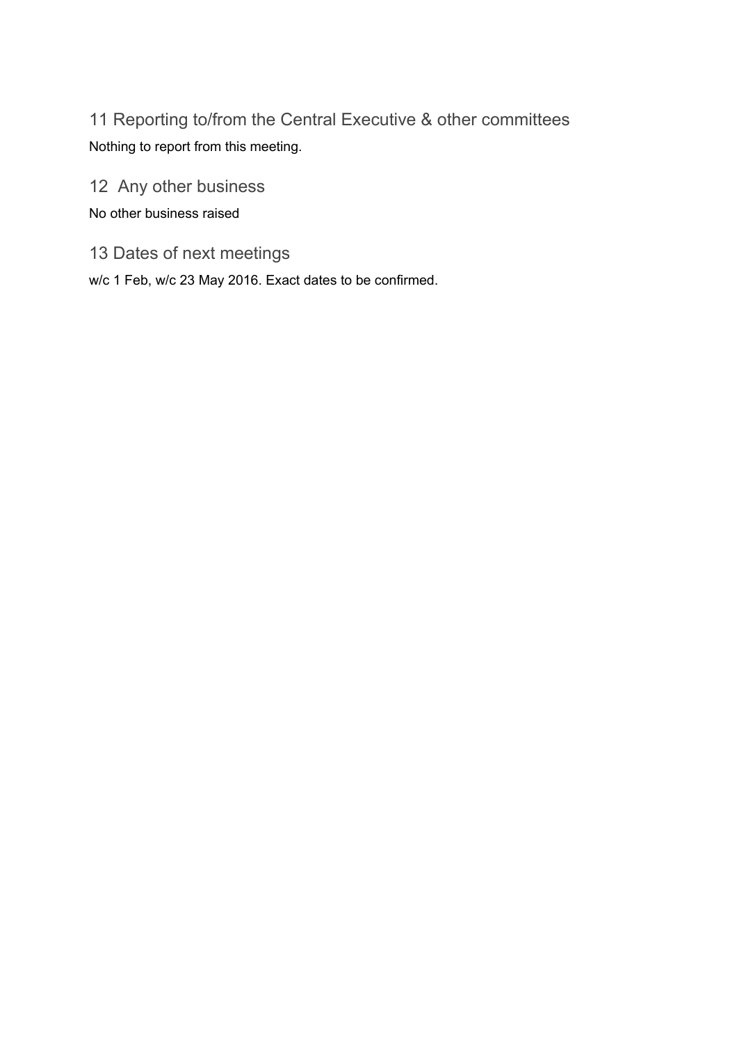## 11 Reporting to/from the Central Executive & other committees

Nothing to report from this meeting.

## 12 Any other business

No other business raised

## 13 Dates of next meetings

w/c 1 Feb, w/c 23 May 2016. Exact dates to be confirmed.